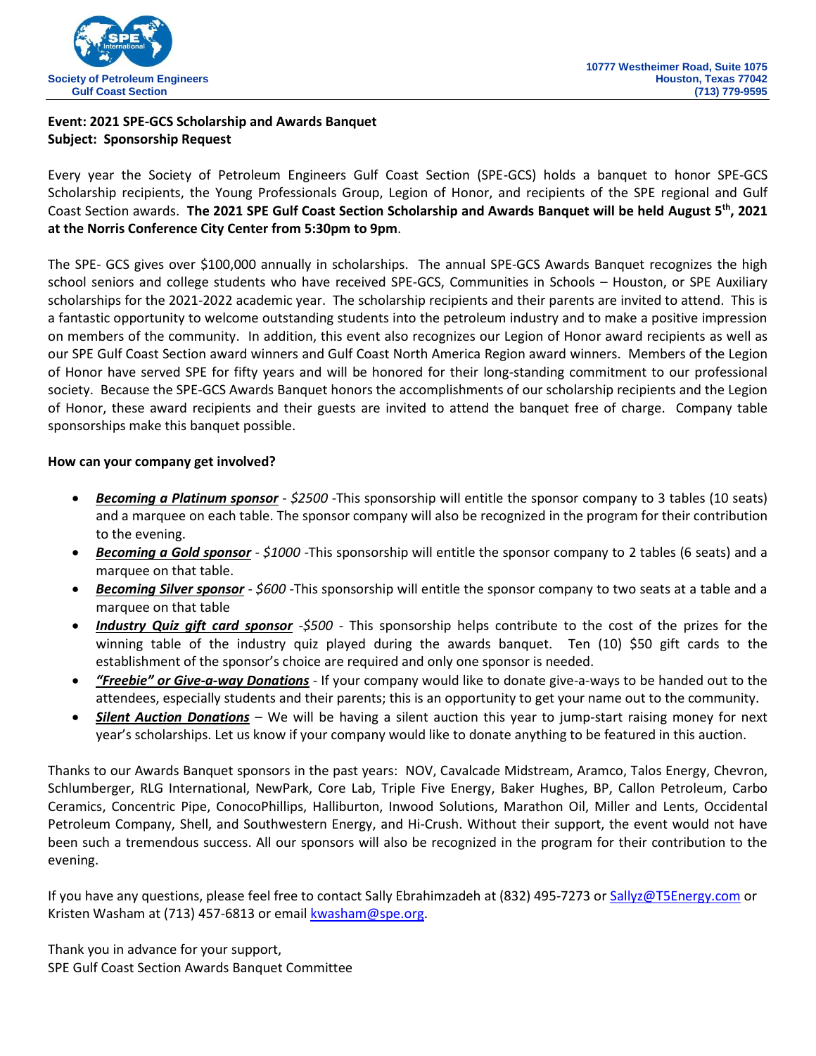Society of Petroleum Engineers
Gulf Coast Section

10777 Westheimer Road, Suite 1075
Houston, Texas 77042
(713) 779-9595

**Event: 2021 SPE-GCS Scholarship and Awards Banquet**
**Subject: Sponsorship Request**

Every year the Society of Petroleum Engineers Gulf Coast Section (SPE-GCS) holds a banquet to honor SPE-GCS Scholarship recipients, the Young Professionals Group, Legion of Honor, and recipients of the SPE regional and Gulf Coast Section awards. **The 2021 SPE Gulf Coast Section Scholarship and Awards Banquet will be held August 5th, 2021 at the Norris Conference City Center from 5:30pm to 9pm**.

The SPE- GCS gives over $100,000 annually in scholarships. The annual SPE-GCS Awards Banquet recognizes the high school seniors and college students who have received SPE-GCS, Communities in Schools – Houston, or SPE Auxiliary scholarships for the 2021-2022 academic year. The scholarship recipients and their parents are invited to attend. This is a fantastic opportunity to welcome outstanding students into the petroleum industry and to make a positive impression on members of the community. In addition, this event also recognizes our Legion of Honor award recipients as well as our SPE Gulf Coast Section award winners and Gulf Coast North America Region award winners. Members of the Legion of Honor have served SPE for fifty years and will be honored for their long-standing commitment to our professional society. Because the SPE-GCS Awards Banquet honors the accomplishments of our scholarship recipients and the Legion of Honor, these award recipients and their guests are invited to attend the banquet free of charge. Company table sponsorships make this banquet possible.

**How can your company get involved?**

- ***Becoming a Platinum sponsor*** - *$2500* -This sponsorship will entitle the sponsor company to 3 tables (10 seats) and a marquee on each table. The sponsor company will also be recognized in the program for their contribution to the evening.
- ***Becoming a Gold sponsor*** - *$1000* -This sponsorship will entitle the sponsor company to 2 tables (6 seats) and a marquee on that table.
- ***Becoming Silver sponsor*** - *$600* -This sponsorship will entitle the sponsor company to two seats at a table and a marquee on that table
- ***Industry Quiz gift card sponsor*** *-$500* - This sponsorship helps contribute to the cost of the prizes for the winning table of the industry quiz played during the awards banquet. Ten (10) $50 gift cards to the establishment of the sponsor's choice are required and only one sponsor is needed.
- ***"Freebie" or Give-a-way Donations*** - If your company would like to donate give-a-ways to be handed out to the attendees, especially students and their parents; this is an opportunity to get your name out to the community.
- ***Silent Auction Donations*** – We will be having a silent auction this year to jump-start raising money for next year's scholarships. Let us know if your company would like to donate anything to be featured in this auction.

Thanks to our Awards Banquet sponsors in the past years: NOV, Cavalcade Midstream, Aramco, Talos Energy, Chevron, Schlumberger, RLG International, NewPark, Core Lab, Triple Five Energy, Baker Hughes, BP, Callon Petroleum, Carbo Ceramics, Concentric Pipe, ConocoPhillips, Halliburton, Inwood Solutions, Marathon Oil, Miller and Lents, Occidental Petroleum Company, Shell, and Southwestern Energy, and Hi-Crush. Without their support, the event would not have been such a tremendous success. All our sponsors will also be recognized in the program for their contribution to the evening.

If you have any questions, please feel free to contact Sally Ebrahimzadeh at (832) 495-7273 or Sallyz@T5Energy.com or Kristen Washam at (713) 457-6813 or email kwasham@spe.org.

Thank you in advance for your support,
SPE Gulf Coast Section Awards Banquet Committee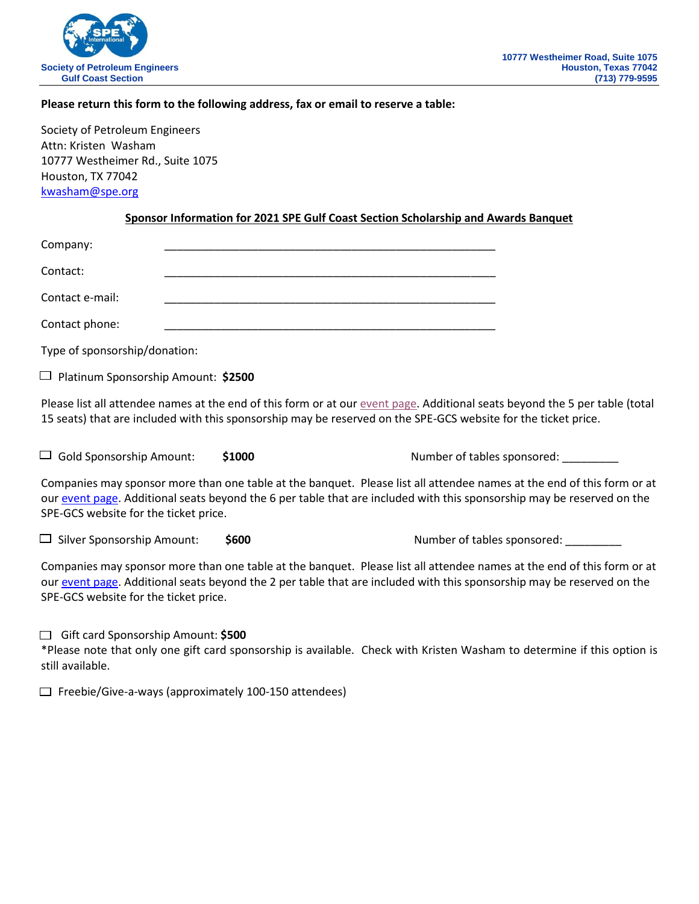Society of Petroleum Engineers
Gulf Coast Section

10777 Westheimer Road, Suite 1075
Houston, Texas 77042
(713) 779-9595

**Please return this form to the following address, fax or email to reserve a table:**

Society of Petroleum Engineers
Attn: Kristen Washam
10777 Westheimer Rd., Suite 1075
Houston, TX 77042
kwasham@spe.org

## Sponsor Information for 2021 SPE Gulf Coast Section Scholarship and Awards Banquet

Company: ______________________________________________

Contact: ______________________________________________

Contact e-mail: ______________________________________________

Contact phone: ______________________________________________

Type of sponsorship/donation:

☐ Platinum Sponsorship Amount: **$2500**

Please list all attendee names at the end of this form or at our event page. Additional seats beyond the 5 per table (total 15 seats) that are included with this sponsorship may be reserved on the SPE-GCS website for the ticket price.

☐ Gold Sponsorship Amount: **$1000** Number of tables sponsored: _________

Companies may sponsor more than one table at the banquet. Please list all attendee names at the end of this form or at our event page. Additional seats beyond the 6 per table that are included with this sponsorship may be reserved on the SPE-GCS website for the ticket price.

☐ Silver Sponsorship Amount: **$600** Number of tables sponsored: _________

Companies may sponsor more than one table at the banquet. Please list all attendee names at the end of this form or at our event page. Additional seats beyond the 2 per table that are included with this sponsorship may be reserved on the SPE-GCS website for the ticket price.

☐ Gift card Sponsorship Amount: **$500**
*Please note that only one gift card sponsorship is available. Check with Kristen Washam to determine if this option is still available.

☐ Freebie/Give-a-ways (approximately 100-150 attendees)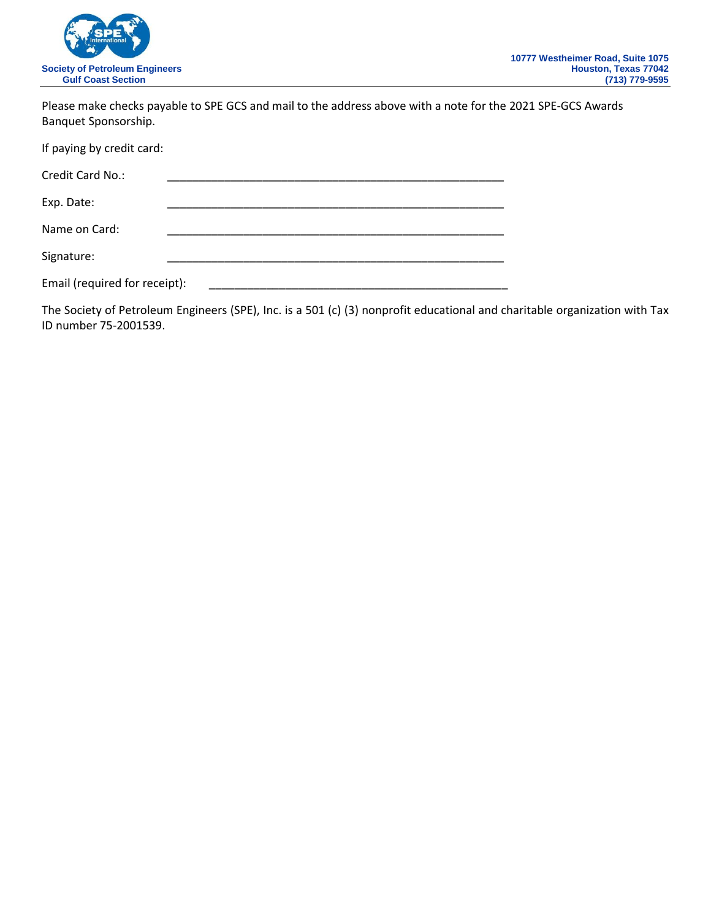Society of Petroleum Engineers
Gulf Coast Section

10777 Westheimer Road, Suite 1075
Houston, Texas 77042
(713) 779-9595

Please make checks payable to SPE GCS and mail to the address above with a note for the 2021 SPE-GCS Awards Banquet Sponsorship.

If paying by credit card:

Credit Card No.: _______________________________________________________

Exp. Date: _______________________________________________________

Name on Card: _______________________________________________________

Signature: _______________________________________________________

Email (required for receipt): _________________________________________________

The Society of Petroleum Engineers (SPE), Inc. is a 501 (c) (3) nonprofit educational and charitable organization with Tax ID number 75-2001539.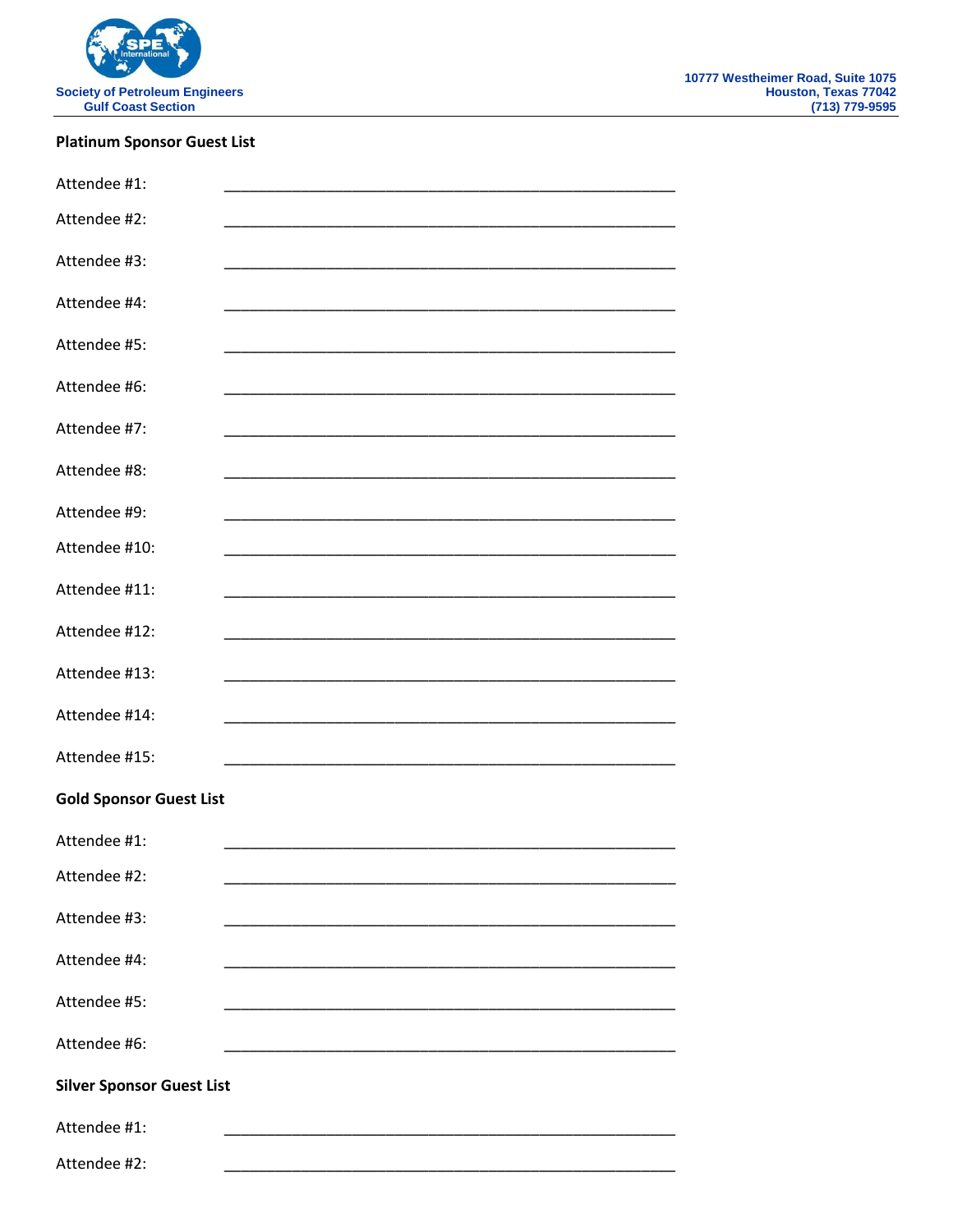Society of Petroleum Engineers
Gulf Coast Section

10777 Westheimer Road, Suite 1075
Houston, Texas 77042
(713) 779-9595

## Platinum Sponsor Guest List

Attendee #1: ______________________________________________

Attendee #2: ______________________________________________

Attendee #3: ______________________________________________

Attendee #4: ______________________________________________

Attendee #5: ______________________________________________

Attendee #6: ______________________________________________

Attendee #7: ______________________________________________

Attendee #8: ______________________________________________

Attendee #9: ______________________________________________

Attendee #10: ______________________________________________

Attendee #11: ______________________________________________

Attendee #12: ______________________________________________

Attendee #13: ______________________________________________

Attendee #14: ______________________________________________

Attendee #15: ______________________________________________

## Gold Sponsor Guest List

Attendee #1: ______________________________________________

Attendee #2: ______________________________________________

Attendee #3: ______________________________________________

Attendee #4: ______________________________________________

Attendee #5: ______________________________________________

Attendee #6: ______________________________________________

## Silver Sponsor Guest List

Attendee #1: ______________________________________________

Attendee #2: ______________________________________________